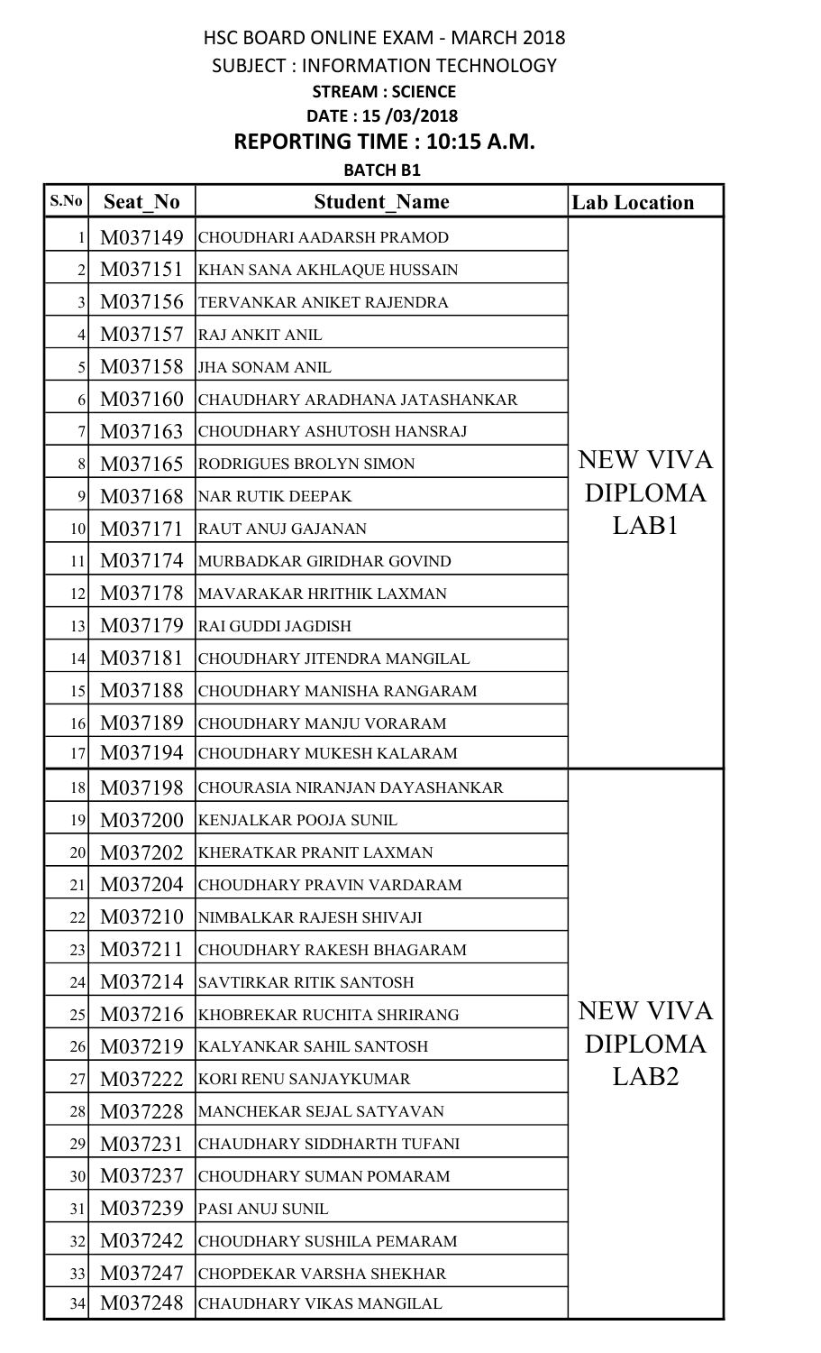# HSC BOARD ONLINE EXAM - MARCH 2018

## SUBJECT : INFORMATION TECHNOLOGY

**STREAM : SCIENCE**

**DATE : 15 /03/2018**

## REPORTING TIME : 10:15 A.M.

**BATCH B1**

| S.No | Seat_No | Student_Name | Lab Location |
|---|---|---|---|
| 1 | M037149 | CHOUDHARI AADARSH PRAMOD | NEW VIVA DIPLOMA LAB1 |
| 2 | M037151 | KHAN SANA AKHLAQUE HUSSAIN | |
| 3 | M037156 | TERVANKAR ANIKET RAJENDRA | |
| 4 | M037157 | RAJ ANKIT ANIL | |
| 5 | M037158 | JHA SONAM ANIL | |
| 6 | M037160 | CHAUDHARY ARADHANA JATASHANKAR | |
| 7 | M037163 | CHOUDHARY ASHUTOSH HANSRAJ | |
| 8 | M037165 | RODRIGUES BROLYN SIMON | |
| 9 | M037168 | NAR RUTIK DEEPAK | |
| 10 | M037171 | RAUT ANUJ GAJANAN | |
| 11 | M037174 | MURBADKAR GIRIDHAR GOVIND | |
| 12 | M037178 | MAVARAKAR HRITHIK LAXMAN | |
| 13 | M037179 | RAI GUDDI JAGDISH | |
| 14 | M037181 | CHOUDHARY JITENDRA MANGILAL | |
| 15 | M037188 | CHOUDHARY MANISHA RANGARAM | |
| 16 | M037189 | CHOUDHARY MANJU VORARAM | |
| 17 | M037194 | CHOUDHARY MUKESH KALARAM | |
| 18 | M037198 | CHOURASIA NIRANJAN DAYASHANKAR | NEW VIVA DIPLOMA LAB2 |
| 19 | M037200 | KENJALKAR POOJA SUNIL | |
| 20 | M037202 | KHERATKAR PRANIT LAXMAN | |
| 21 | M037204 | CHOUDHARY PRAVIN VARDARAM | |
| 22 | M037210 | NIMBALKAR RAJESH SHIVAJI | |
| 23 | M037211 | CHOUDHARY RAKESH BHAGARAM | |
| 24 | M037214 | SAVTIRKAR RITIK SANTOSH | |
| 25 | M037216 | KHOBREKAR RUCHITA SHRIRANG | |
| 26 | M037219 | KALYANKAR SAHIL SANTOSH | |
| 27 | M037222 | KORI RENU SANJAYKUMAR | |
| 28 | M037228 | MANCHEKAR SEJAL SATYAVAN | |
| 29 | M037231 | CHAUDHARY SIDDHARTH TUFANI | |
| 30 | M037237 | CHOUDHARY SUMAN POMARAM | |
| 31 | M037239 | PASI ANUJ SUNIL | |
| 32 | M037242 | CHOUDHARY SUSHILA PEMARAM | |
| 33 | M037247 | CHOPDEKAR VARSHA SHEKHAR | |
| 34 | M037248 | CHAUDHARY VIKAS MANGILAL | |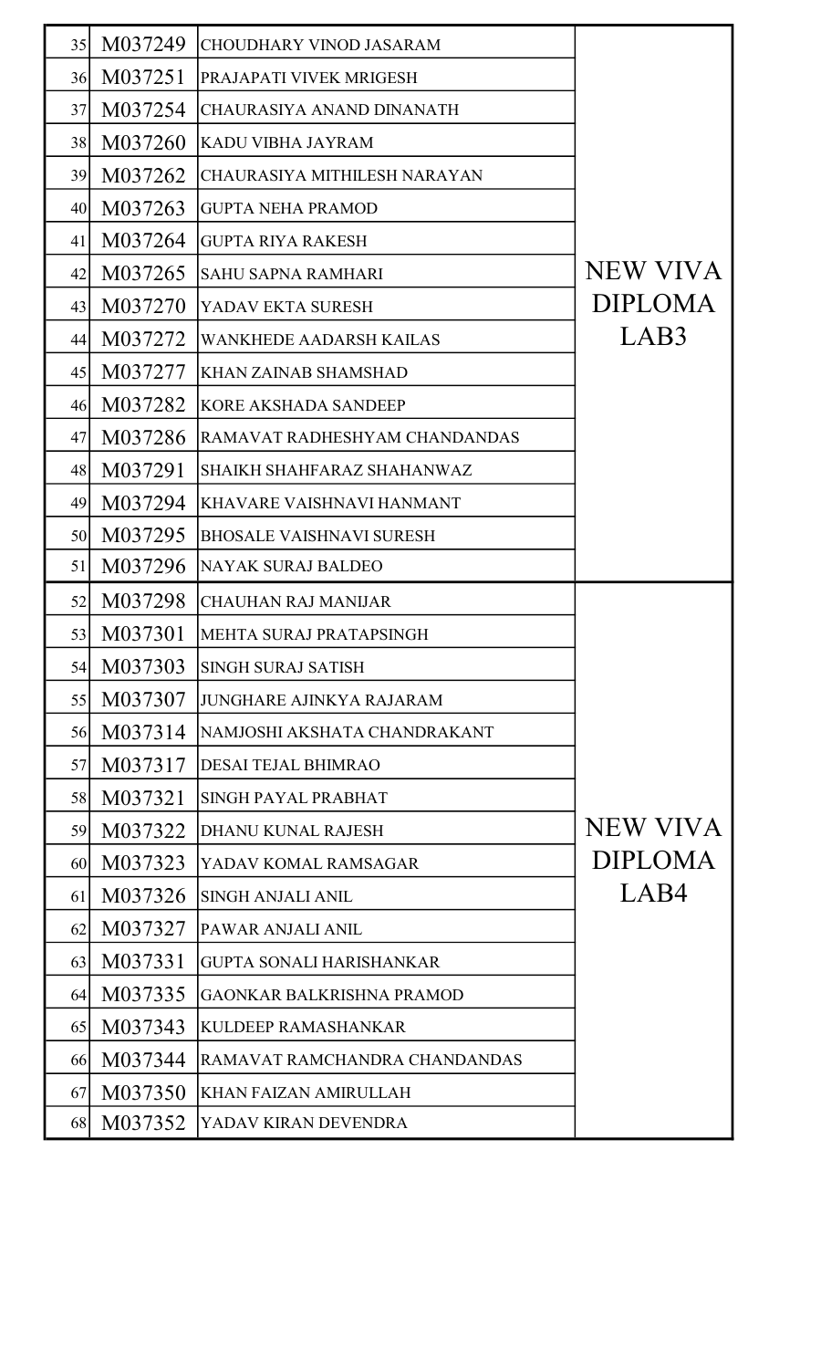| | | | |
|---|---|---|---|
| 35 | M037249 | CHOUDHARY VINOD JASARAM | NEW VIVA DIPLOMA LAB3 |
| 36 | M037251 | PRAJAPATI VIVEK MRIGESH | |
| 37 | M037254 | CHAURASIYA ANAND DINANATH | |
| 38 | M037260 | KADU VIBHA JAYRAM | |
| 39 | M037262 | CHAURASIYA MITHILESH NARAYAN | |
| 40 | M037263 | GUPTA NEHA PRAMOD | |
| 41 | M037264 | GUPTA RIYA RAKESH | |
| 42 | M037265 | SAHU SAPNA RAMHARI | |
| 43 | M037270 | YADAV EKTA SURESH | |
| 44 | M037272 | WANKHEDE AADARSH KAILAS | |
| 45 | M037277 | KHAN ZAINAB SHAMSHAD | |
| 46 | M037282 | KORE AKSHADA SANDEEP | |
| 47 | M037286 | RAMAVAT RADHESHYAM CHANDANDAS | |
| 48 | M037291 | SHAIKH SHAHFARAZ SHAHANWAZ | |
| 49 | M037294 | KHAVARE VAISHNAVI HANMANT | |
| 50 | M037295 | BHOSALE VAISHNAVI SURESH | |
| 51 | M037296 | NAYAK SURAJ BALDEO | |
| 52 | M037298 | CHAUHAN RAJ MANIJAR | NEW VIVA DIPLOMA LAB4 |
| 53 | M037301 | MEHTA SURAJ PRATAPSINGH | |
| 54 | M037303 | SINGH SURAJ SATISH | |
| 55 | M037307 | JUNGHARE AJINKYA RAJARAM | |
| 56 | M037314 | NAMJOSHI AKSHATA CHANDRAKANT | |
| 57 | M037317 | DESAI TEJAL BHIMRAO | |
| 58 | M037321 | SINGH PAYAL PRABHAT | |
| 59 | M037322 | DHANU KUNAL RAJESH | |
| 60 | M037323 | YADAV KOMAL RAMSAGAR | |
| 61 | M037326 | SINGH ANJALI ANIL | |
| 62 | M037327 | PAWAR ANJALI ANIL | |
| 63 | M037331 | GUPTA SONALI HARISHANKAR | |
| 64 | M037335 | GAONKAR BALKRISHNA PRAMOD | |
| 65 | M037343 | KULDEEP RAMASHANKAR | |
| 66 | M037344 | RAMAVAT RAMCHANDRA CHANDANDAS | |
| 67 | M037350 | KHAN FAIZAN AMIRULLAH | |
| 68 | M037352 | YADAV KIRAN DEVENDRA | |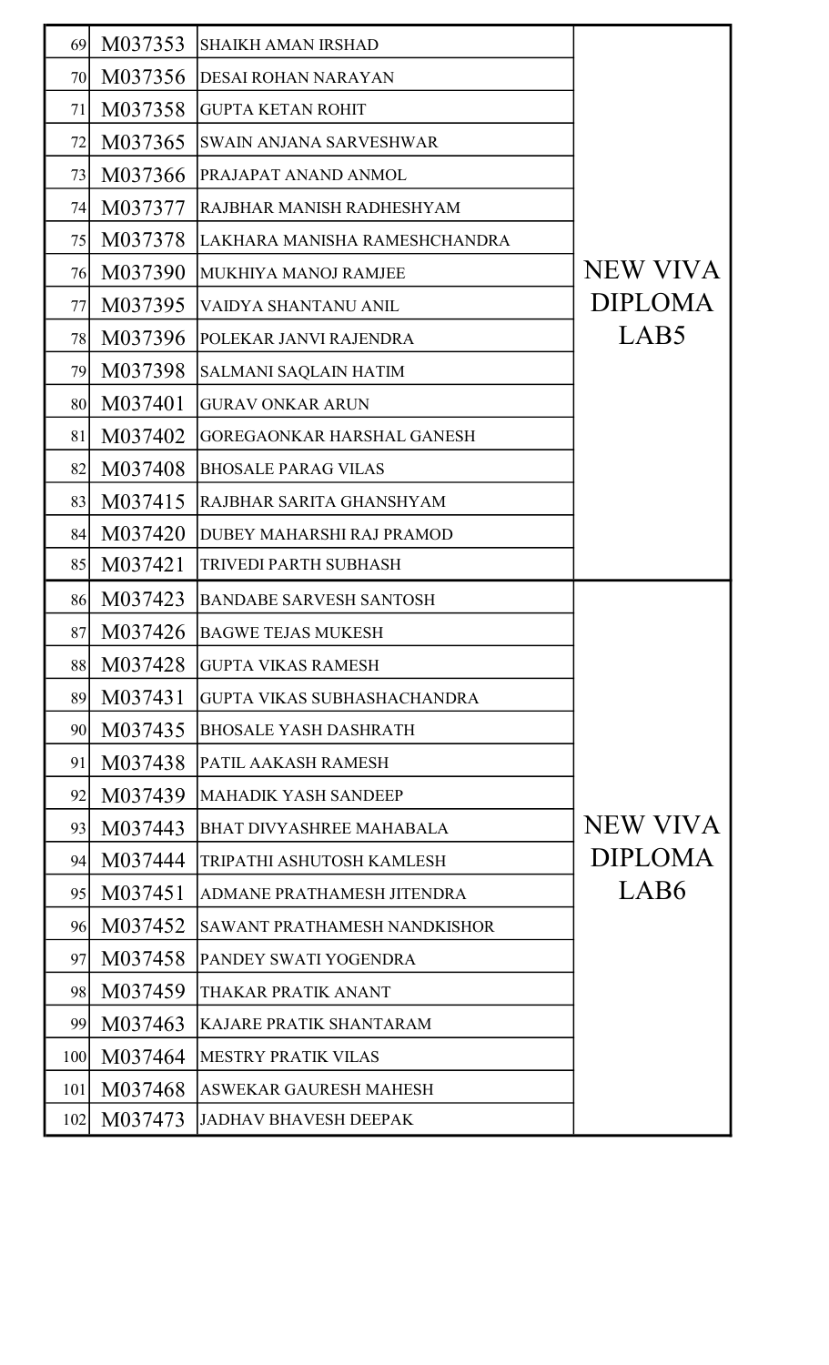| | | | |
|---|---|---|---|
| 69 | M037353 | SHAIKH AMAN IRSHAD | NEW VIVA DIPLOMA LAB5 |
| 70 | M037356 | DESAI ROHAN NARAYAN | |
| 71 | M037358 | GUPTA KETAN ROHIT | |
| 72 | M037365 | SWAIN ANJANA SARVESHWAR | |
| 73 | M037366 | PRAJAPAT ANAND ANMOL | |
| 74 | M037377 | RAJBHAR MANISH RADHESHYAM | |
| 75 | M037378 | LAKHARA MANISHA RAMESHCHANDRA | |
| 76 | M037390 | MUKHIYA MANOJ RAMJEE | |
| 77 | M037395 | VAIDYA SHANTANU ANIL | |
| 78 | M037396 | POLEKAR JANVI RAJENDRA | |
| 79 | M037398 | SALMANI SAQLAIN HATIM | |
| 80 | M037401 | GURAV ONKAR ARUN | |
| 81 | M037402 | GOREGAONKAR HARSHAL GANESH | |
| 82 | M037408 | BHOSALE PARAG VILAS | |
| 83 | M037415 | RAJBHAR SARITA GHANSHYAM | |
| 84 | M037420 | DUBEY MAHARSHI RAJ PRAMOD | |
| 85 | M037421 | TRIVEDI PARTH SUBHASH | |
| 86 | M037423 | BANDABE SARVESH SANTOSH | NEW VIVA DIPLOMA LAB6 |
| 87 | M037426 | BAGWE TEJAS MUKESH | |
| 88 | M037428 | GUPTA VIKAS RAMESH | |
| 89 | M037431 | GUPTA VIKAS SUBHASHACHANDRA | |
| 90 | M037435 | BHOSALE YASH DASHRATH | |
| 91 | M037438 | PATIL AAKASH RAMESH | |
| 92 | M037439 | MAHADIK YASH SANDEEP | |
| 93 | M037443 | BHAT DIVYASHREE MAHABALA | |
| 94 | M037444 | TRIPATHI ASHUTOSH KAMLESH | |
| 95 | M037451 | ADMANE PRATHAMESH JITENDRA | |
| 96 | M037452 | SAWANT PRATHAMESH NANDKISHOR | |
| 97 | M037458 | PANDEY SWATI YOGENDRA | |
| 98 | M037459 | THAKAR PRATIK ANANT | |
| 99 | M037463 | KAJARE PRATIK SHANTARAM | |
| 100 | M037464 | MESTRY PRATIK VILAS | |
| 101 | M037468 | ASWEKAR GAURESH MAHESH | |
| 102 | M037473 | JADHAV BHAVESH DEEPAK | |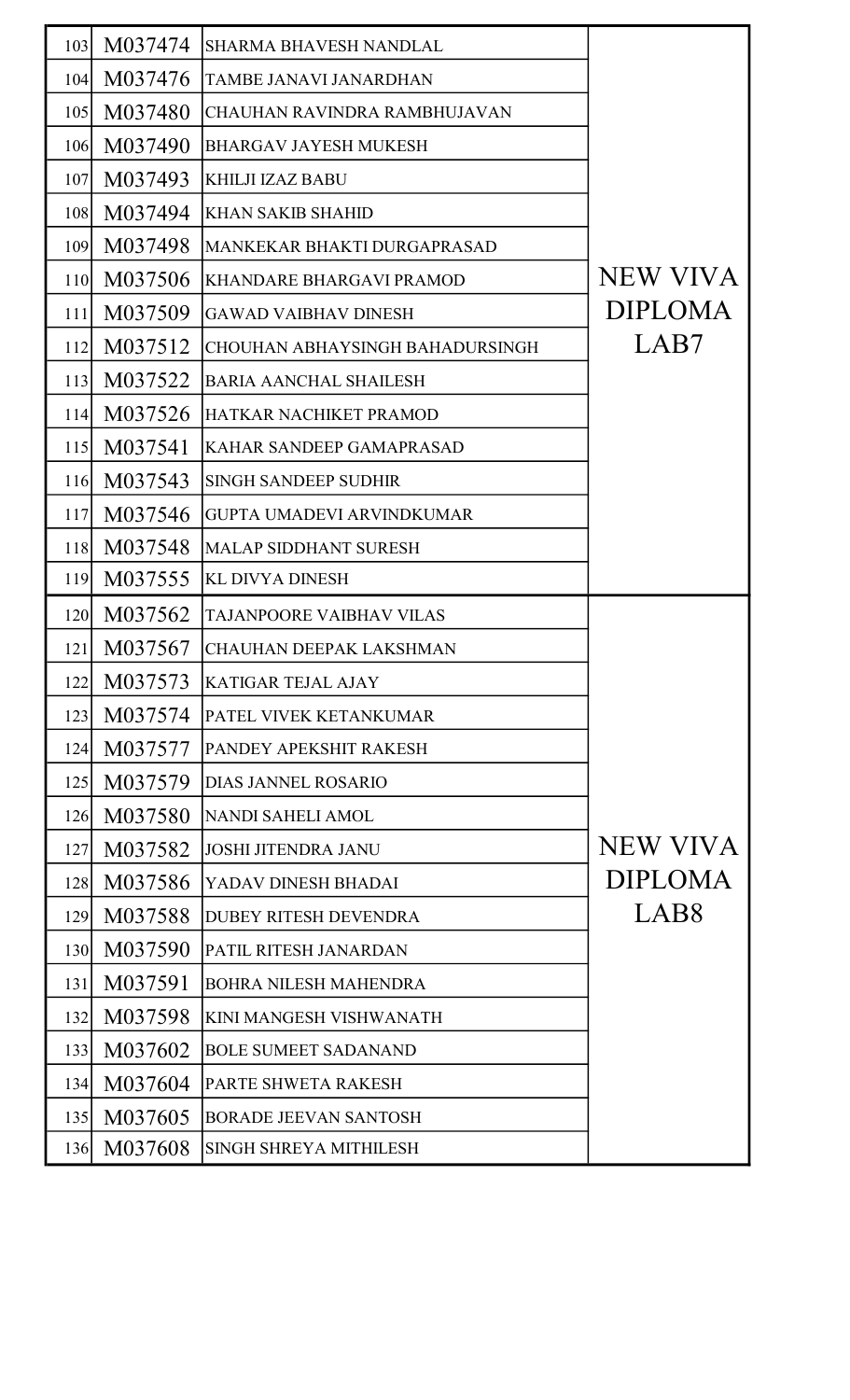| | | | |
|---|---|---|---|
| 103 | M037474 | SHARMA BHAVESH NANDLAL | NEW VIVA DIPLOMA LAB7 |
| 104 | M037476 | TAMBE JANAVI JANARDHAN | |
| 105 | M037480 | CHAUHAN RAVINDRA RAMBHUJAVAN | |
| 106 | M037490 | BHARGAV JAYESH MUKESH | |
| 107 | M037493 | KHILJI IZAZ BABU | |
| 108 | M037494 | KHAN SAKIB SHAHID | |
| 109 | M037498 | MANKEKAR BHAKTI DURGAPRASAD | |
| 110 | M037506 | KHANDARE BHARGAVI PRAMOD | |
| 111 | M037509 | GAWAD VAIBHAV DINESH | |
| 112 | M037512 | CHOUHAN ABHAYSINGH BAHADURSINGH | |
| 113 | M037522 | BARIA AANCHAL SHAILESH | |
| 114 | M037526 | HATKAR NACHIKET PRAMOD | |
| 115 | M037541 | KAHAR SANDEEP GAMAPRASAD | |
| 116 | M037543 | SINGH SANDEEP SUDHIR | |
| 117 | M037546 | GUPTA UMADEVI ARVINDKUMAR | |
| 118 | M037548 | MALAP SIDDHANT SURESH | |
| 119 | M037555 | KL DIVYA DINESH | |
| 120 | M037562 | TAJANPOORE VAIBHAV VILAS | NEW VIVA DIPLOMA LAB8 |
| 121 | M037567 | CHAUHAN DEEPAK LAKSHMAN | |
| 122 | M037573 | KATIGAR TEJAL AJAY | |
| 123 | M037574 | PATEL VIVEK KETANKUMAR | |
| 124 | M037577 | PANDEY APEKSHIT RAKESH | |
| 125 | M037579 | DIAS JANNEL ROSARIO | |
| 126 | M037580 | NANDI SAHELI AMOL | |
| 127 | M037582 | JOSHI JITENDRA JANU | |
| 128 | M037586 | YADAV DINESH BHADAI | |
| 129 | M037588 | DUBEY RITESH DEVENDRA | |
| 130 | M037590 | PATIL RITESH JANARDAN | |
| 131 | M037591 | BOHRA NILESH MAHENDRA | |
| 132 | M037598 | KINI MANGESH VISHWANATH | |
| 133 | M037602 | BOLE SUMEET SADANAND | |
| 134 | M037604 | PARTE SHWETA RAKESH | |
| 135 | M037605 | BORADE JEEVAN SANTOSH | |
| 136 | M037608 | SINGH SHREYA MITHILESH | |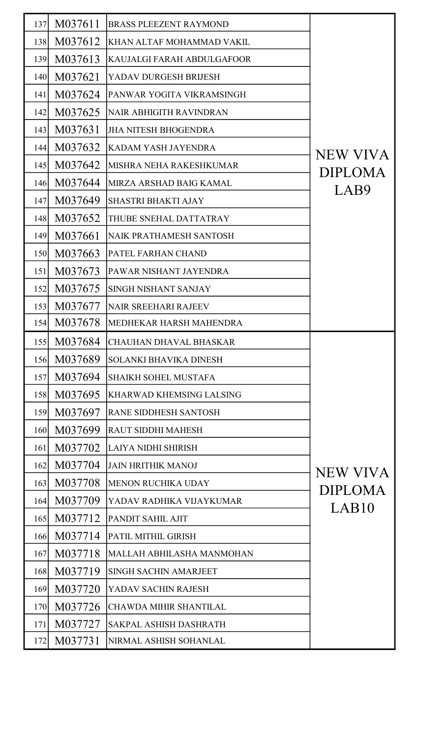| | | | |
|---|---|---|---|
| 137 | M037611 | BRASS PLEEZENT RAYMOND | NEW VIVA DIPLOMA LAB9 |
| 138 | M037612 | KHAN ALTAF MOHAMMAD VAKIL | |
| 139 | M037613 | KAUJALGI FARAH ABDULGAFOOR | |
| 140 | M037621 | YADAV DURGESH BRIJESH | |
| 141 | M037624 | PANWAR YOGITA VIKRAMSINGH | |
| 142 | M037625 | NAIR ABHIGITH RAVINDRAN | |
| 143 | M037631 | JHA NITESH BHOGENDRA | |
| 144 | M037632 | KADAM YASH JAYENDRA | |
| 145 | M037642 | MISHRA NEHA RAKESHKUMAR | |
| 146 | M037644 | MIRZA ARSHAD BAIG KAMAL | |
| 147 | M037649 | SHASTRI BHAKTI AJAY | |
| 148 | M037652 | THUBE SNEHAL DATTATRAY | |
| 149 | M037661 | NAIK PRATHAMESH SANTOSH | |
| 150 | M037663 | PATEL FARHAN CHAND | |
| 151 | M037673 | PAWAR NISHANT JAYENDRA | |
| 152 | M037675 | SINGH NISHANT SANJAY | |
| 153 | M037677 | NAIR SREEHARI RAJEEV | |
| 154 | M037678 | MEDHEKAR HARSH MAHENDRA | |
| 155 | M037684 | CHAUHAN DHAVAL BHASKAR | NEW VIVA DIPLOMA LAB10 |
| 156 | M037689 | SOLANKI BHAVIKA DINESH | |
| 157 | M037694 | SHAIKH SOHEL MUSTAFA | |
| 158 | M037695 | KHARWAD KHEMSING LALSING | |
| 159 | M037697 | RANE SIDDHESH SANTOSH | |
| 160 | M037699 | RAUT SIDDHI MAHESH | |
| 161 | M037702 | LAIYA NIDHI SHIRISH | |
| 162 | M037704 | JAIN HRITHIK MANOJ | |
| 163 | M037708 | MENON RUCHIKA UDAY | |
| 164 | M037709 | YADAV RADHIKA VIJAYKUMAR | |
| 165 | M037712 | PANDIT SAHIL AJIT | |
| 166 | M037714 | PATIL MITHIL GIRISH | |
| 167 | M037718 | MALLAH ABHILASHA MANMOHAN | |
| 168 | M037719 | SINGH SACHIN AMARJEET | |
| 169 | M037720 | YADAV SACHIN RAJESH | |
| 170 | M037726 | CHAWDA MIHIR SHANTILAL | |
| 171 | M037727 | SAKPAL ASHISH DASHRATH | |
| 172 | M037731 | NIRMAL ASHISH SOHANLAL | |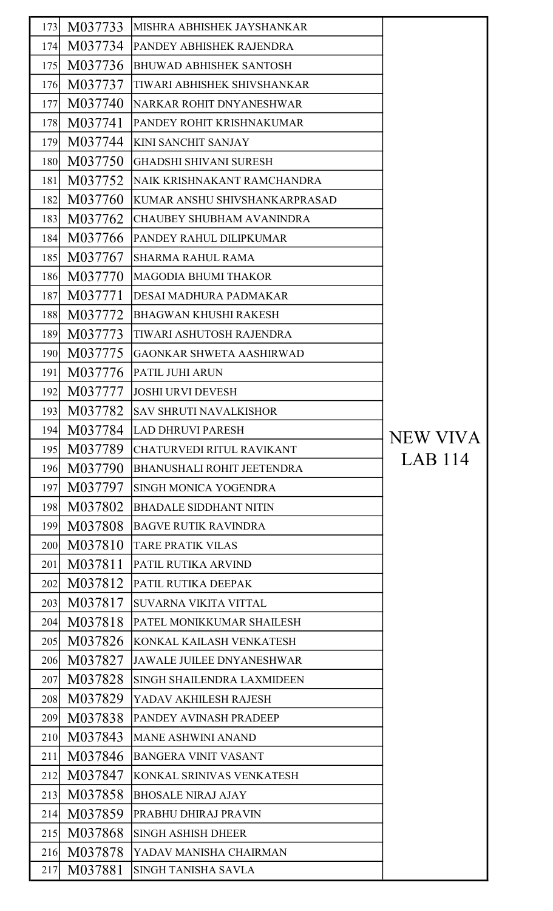| | | | |
|---|---|---|---|
| 173 | M037733 | MISHRA ABHISHEK JAYSHANKAR | NEW VIVA LAB 114 |
| 174 | M037734 | PANDEY ABHISHEK RAJENDRA | |
| 175 | M037736 | BHUWAD ABHISHEK SANTOSH | |
| 176 | M037737 | TIWARI ABHISHEK SHIVSHANKAR | |
| 177 | M037740 | NARKAR ROHIT DNYANESHWAR | |
| 178 | M037741 | PANDEY ROHIT KRISHNAKUMAR | |
| 179 | M037744 | KINI SANCHIT SANJAY | |
| 180 | M037750 | GHADSHI SHIVANI SURESH | |
| 181 | M037752 | NAIK KRISHNAKANT RAMCHANDRA | |
| 182 | M037760 | KUMAR ANSHU SHIVSHANKARPRASAD | |
| 183 | M037762 | CHAUBEY SHUBHAM AVANINDRA | |
| 184 | M037766 | PANDEY RAHUL DILIPKUMAR | |
| 185 | M037767 | SHARMA RAHUL RAMA | |
| 186 | M037770 | MAGODIA BHUMI THAKOR | |
| 187 | M037771 | DESAI MADHURA PADMAKAR | |
| 188 | M037772 | BHAGWAN KHUSHI RAKESH | |
| 189 | M037773 | TIWARI ASHUTOSH RAJENDRA | |
| 190 | M037775 | GAONKAR SHWETA AASHIRWAD | |
| 191 | M037776 | PATIL JUHI ARUN | |
| 192 | M037777 | JOSHI URVI DEVESH | |
| 193 | M037782 | SAV SHRUTI NAVALKISHOR | |
| 194 | M037784 | LAD DHRUVI PARESH | |
| 195 | M037789 | CHATURVEDI RITUL RAVIKANT | |
| 196 | M037790 | BHANUSHALI ROHIT JEETENDRA | |
| 197 | M037797 | SINGH MONICA YOGENDRA | |
| 198 | M037802 | BHADALE SIDDHANT NITIN | |
| 199 | M037808 | BAGVE RUTIK RAVINDRA | |
| 200 | M037810 | TARE PRATIK VILAS | |
| 201 | M037811 | PATIL RUTIKA ARVIND | |
| 202 | M037812 | PATIL RUTIKA DEEPAK | |
| 203 | M037817 | SUVARNA VIKITA VITTAL | |
| 204 | M037818 | PATEL MONIKKUMAR SHAILESH | |
| 205 | M037826 | KONKAL KAILASH VENKATESH | |
| 206 | M037827 | JAWALE JUILEE DNYANESHWAR | |
| 207 | M037828 | SINGH SHAILENDRA LAXMIDEEN | |
| 208 | M037829 | YADAV AKHILESH RAJESH | |
| 209 | M037838 | PANDEY AVINASH PRADEEP | |
| 210 | M037843 | MANE ASHWINI ANAND | |
| 211 | M037846 | BANGERA VINIT VASANT | |
| 212 | M037847 | KONKAL SRINIVAS VENKATESH | |
| 213 | M037858 | BHOSALE NIRAJ AJAY | |
| 214 | M037859 | PRABHU DHIRAJ PRAVIN | |
| 215 | M037868 | SINGH ASHISH DHEER | |
| 216 | M037878 | YADAV MANISHA CHAIRMAN | |
| 217 | M037881 | SINGH TANISHA SAVLA | |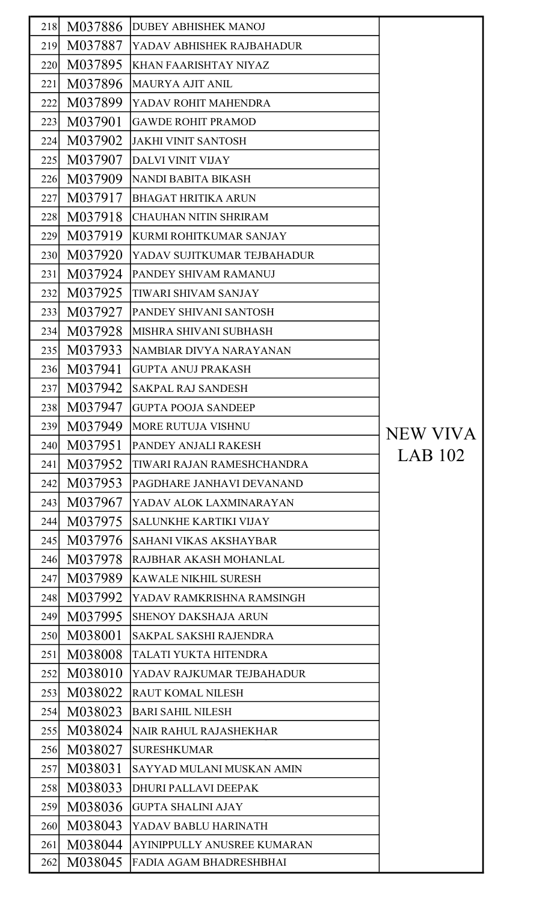| | | | |
|---|---|---|---|
| 218 | M037886 | DUBEY ABHISHEK MANOJ | NEW VIVA LAB 102 |
| 219 | M037887 | YADAV ABHISHEK RAJBAHADUR | |
| 220 | M037895 | KHAN FAARISHTAY NIYAZ | |
| 221 | M037896 | MAURYA AJIT ANIL | |
| 222 | M037899 | YADAV ROHIT MAHENDRA | |
| 223 | M037901 | GAWDE ROHIT PRAMOD | |
| 224 | M037902 | JAKHI VINIT SANTOSH | |
| 225 | M037907 | DALVI VINIT VIJAY | |
| 226 | M037909 | NANDI BABITA BIKASH | |
| 227 | M037917 | BHAGAT HRITIKA ARUN | |
| 228 | M037918 | CHAUHAN NITIN SHRIRAM | |
| 229 | M037919 | KURMI ROHITKUMAR SANJAY | |
| 230 | M037920 | YADAV SUJITKUMAR TEJBAHADUR | |
| 231 | M037924 | PANDEY SHIVAM RAMANUJ | |
| 232 | M037925 | TIWARI SHIVAM SANJAY | |
| 233 | M037927 | PANDEY SHIVANI SANTOSH | |
| 234 | M037928 | MISHRA SHIVANI SUBHASH | |
| 235 | M037933 | NAMBIAR DIVYA NARAYANAN | |
| 236 | M037941 | GUPTA ANUJ PRAKASH | |
| 237 | M037942 | SAKPAL RAJ SANDESH | |
| 238 | M037947 | GUPTA POOJA SANDEEP | |
| 239 | M037949 | MORE RUTUJA VISHNU | |
| 240 | M037951 | PANDEY ANJALI RAKESH | |
| 241 | M037952 | TIWARI RAJAN RAMESHCHANDRA | |
| 242 | M037953 | PAGDHARE JANHAVI DEVANAND | |
| 243 | M037967 | YADAV ALOK LAXMINARAYAN | |
| 244 | M037975 | SALUNKHE KARTIKI VIJAY | |
| 245 | M037976 | SAHANI VIKAS AKSHAYBAR | |
| 246 | M037978 | RAJBHAR AKASH MOHANLAL | |
| 247 | M037989 | KAWALE NIKHIL SURESH | |
| 248 | M037992 | YADAV RAMKRISHNA RAMSINGH | |
| 249 | M037995 | SHENOY DAKSHAJA ARUN | |
| 250 | M038001 | SAKPAL SAKSHI RAJENDRA | |
| 251 | M038008 | TALATI YUKTA HITENDRA | |
| 252 | M038010 | YADAV RAJKUMAR TEJBAHADUR | |
| 253 | M038022 | RAUT KOMAL NILESH | |
| 254 | M038023 | BARI SAHIL NILESH | |
| 255 | M038024 | NAIR RAHUL RAJASHEKHAR | |
| 256 | M038027 | SURESHKUMAR | |
| 257 | M038031 | SAYYAD MULANI MUSKAN AMIN | |
| 258 | M038033 | DHURI PALLAVI DEEPAK | |
| 259 | M038036 | GUPTA SHALINI AJAY | |
| 260 | M038043 | YADAV BABLU HARINATH | |
| 261 | M038044 | AYINIPPULLY ANUSREE KUMARAN | |
| 262 | M038045 | FADIA AGAM BHADRESHBHAI | |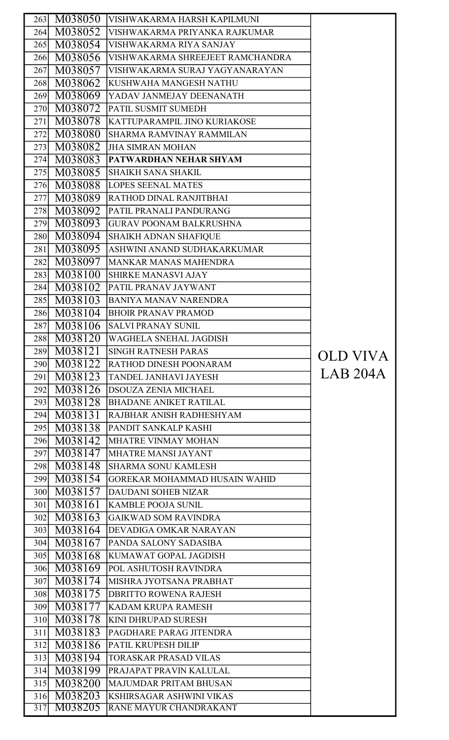| | | | |
|---|---|---|---|
| 263 | M038050 | VISHWAKARMA HARSH KAPILMUNI | OLD VIVA LAB 204A |
| 264 | M038052 | VISHWAKARMA PRIYANKA RAJKUMAR | |
| 265 | M038054 | VISHWAKARMA RIYA SANJAY | |
| 266 | M038056 | VISHWAKARMA SHREEJEET RAMCHANDRA | |
| 267 | M038057 | VISHWAKARMA SURAJ YAGYANARAYAN | |
| 268 | M038062 | KUSHWAHA MANGESH NATHU | |
| 269 | M038069 | YADAV JANMEJAY DEENANATH | |
| 270 | M038072 | PATIL SUSMIT SUMEDH | |
| 271 | M038078 | KATTUPARAMPIL JINO KURIAKOSE | |
| 272 | M038080 | SHARMA RAMVINAY RAMMILAN | |
| 273 | M038082 | JHA SIMRAN MOHAN | |
| 274 | M038083 | **PATWARDHAN NEHAR SHYAM** | |
| 275 | M038085 | SHAIKH SANA SHAKIL | |
| 276 | M038088 | LOPES SEENAL MATES | |
| 277 | M038089 | RATHOD DINAL RANJITBHAI | |
| 278 | M038092 | PATIL PRANALI PANDURANG | |
| 279 | M038093 | GURAV POONAM BALKRUSHNA | |
| 280 | M038094 | SHAIKH ADNAN SHAFIQUE | |
| 281 | M038095 | ASHWINI ANAND SUDHAKARKUMAR | |
| 282 | M038097 | MANKAR MANAS MAHENDRA | |
| 283 | M038100 | SHIRKE MANASVI AJAY | |
| 284 | M038102 | PATIL PRANAV JAYWANT | |
| 285 | M038103 | BANIYA MANAV NARENDRA | |
| 286 | M038104 | BHOIR PRANAV PRAMOD | |
| 287 | M038106 | SALVI PRANAY SUNIL | |
| 288 | M038120 | WAGHELA SNEHAL JAGDISH | |
| 289 | M038121 | SINGH RATNESH PARAS | |
| 290 | M038122 | RATHOD DINESH POONARAM | |
| 291 | M038123 | TANDEL JANHAVI JAYESH | |
| 292 | M038126 | DSOUZA ZENIA MICHAEL | |
| 293 | M038128 | BHADANE ANIKET RATILAL | |
| 294 | M038131 | RAJBHAR ANISH RADHESHYAM | |
| 295 | M038138 | PANDIT SANKALP KASHI | |
| 296 | M038142 | MHATRE VINMAY MOHAN | |
| 297 | M038147 | MHATRE MANSI JAYANT | |
| 298 | M038148 | SHARMA SONU KAMLESH | |
| 299 | M038154 | GOREKAR MOHAMMAD HUSAIN WAHID | |
| 300 | M038157 | DAUDANI SOHEB NIZAR | |
| 301 | M038161 | KAMBLE POOJA SUNIL | |
| 302 | M038163 | GAIKWAD SOM RAVINDRA | |
| 303 | M038164 | DEVADIGA OMKAR NARAYAN | |
| 304 | M038167 | PANDA SALONY SADASIBA | |
| 305 | M038168 | KUMAWAT GOPAL JAGDISH | |
| 306 | M038169 | POL ASHUTOSH RAVINDRA | |
| 307 | M038174 | MISHRA JYOTSANA PRABHAT | |
| 308 | M038175 | DBRITTO ROWENA RAJESH | |
| 309 | M038177 | KADAM KRUPA RAMESH | |
| 310 | M038178 | KINI DHRUPAD SURESH | |
| 311 | M038183 | PAGDHARE PARAG JITENDRA | |
| 312 | M038186 | PATIL KRUPESH DILIP | |
| 313 | M038194 | TORASKAR PRASAD VILAS | |
| 314 | M038199 | PRAJAPAT PRAVIN KALULAL | |
| 315 | M038200 | MAJUMDAR PRITAM BHUSAN | |
| 316 | M038203 | KSHIRSAGAR ASHWINI VIKAS | |
| 317 | M038205 | RANE MAYUR CHANDRAKANT | |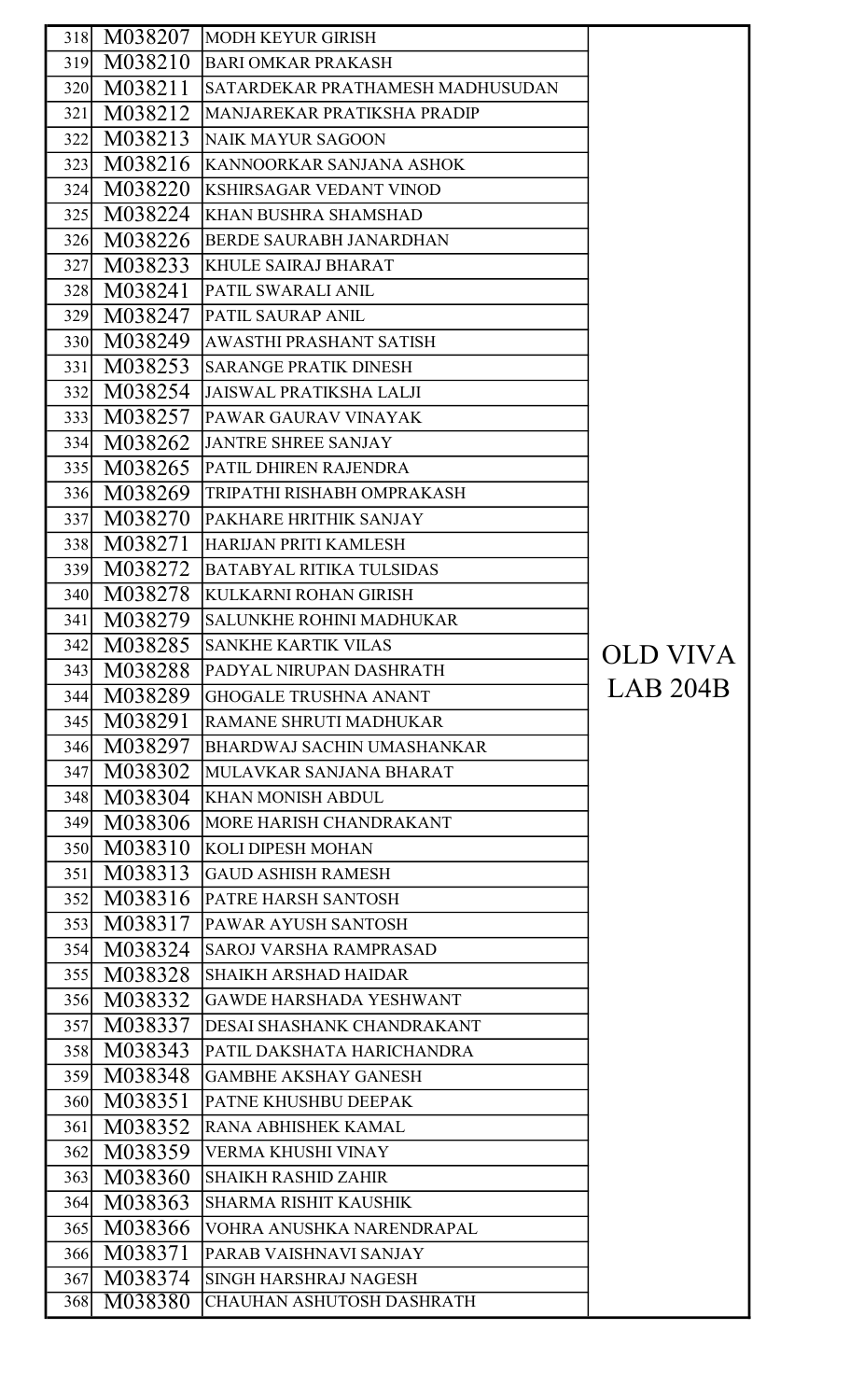| | | | |
|---|---|---|---|
| 318 | M038207 | MODH KEYUR GIRISH | OLD VIVA LAB 204B |
| 319 | M038210 | BARI OMKAR PRAKASH | |
| 320 | M038211 | SATARDEKAR PRATHAMESH MADHUSUDAN | |
| 321 | M038212 | MANJAREKAR PRATIKSHA PRADIP | |
| 322 | M038213 | NAIK MAYUR SAGOON | |
| 323 | M038216 | KANNOORKAR SANJANA ASHOK | |
| 324 | M038220 | KSHIRSAGAR VEDANT VINOD | |
| 325 | M038224 | KHAN BUSHRA SHAMSHAD | |
| 326 | M038226 | BERDE SAURABH JANARDHAN | |
| 327 | M038233 | KHULE SAIRAJ BHARAT | |
| 328 | M038241 | PATIL SWARALI ANIL | |
| 329 | M038247 | PATIL SAURAP ANIL | |
| 330 | M038249 | AWASTHI PRASHANT SATISH | |
| 331 | M038253 | SARANGE PRATIK DINESH | |
| 332 | M038254 | JAISWAL PRATIKSHA LALJI | |
| 333 | M038257 | PAWAR GAURAV VINAYAK | |
| 334 | M038262 | JANTRE SHREE SANJAY | |
| 335 | M038265 | PATIL DHIREN RAJENDRA | |
| 336 | M038269 | TRIPATHI RISHABH OMPRAKASH | |
| 337 | M038270 | PAKHARE HRITHIK SANJAY | |
| 338 | M038271 | HARIJAN PRITI KAMLESH | |
| 339 | M038272 | BATABYAL RITIKA TULSIDAS | |
| 340 | M038278 | KULKARNI ROHAN GIRISH | |
| 341 | M038279 | SALUNKHE ROHINI MADHUKAR | |
| 342 | M038285 | SANKHE KARTIK VILAS | |
| 343 | M038288 | PADYAL NIRUPAN DASHRATH | |
| 344 | M038289 | GHOGALE TRUSHNA ANANT | |
| 345 | M038291 | RAMANE SHRUTI MADHUKAR | |
| 346 | M038297 | BHARDWAJ SACHIN UMASHANKAR | |
| 347 | M038302 | MULAVKAR SANJANA BHARAT | |
| 348 | M038304 | KHAN MONISH ABDUL | |
| 349 | M038306 | MORE HARISH CHANDRAKANT | |
| 350 | M038310 | KOLI DIPESH MOHAN | |
| 351 | M038313 | GAUD ASHISH RAMESH | |
| 352 | M038316 | PATRE HARSH SANTOSH | |
| 353 | M038317 | PAWAR AYUSH SANTOSH | |
| 354 | M038324 | SAROJ VARSHA RAMPRASAD | |
| 355 | M038328 | SHAIKH ARSHAD HAIDAR | |
| 356 | M038332 | GAWDE HARSHADA YESHWANT | |
| 357 | M038337 | DESAI SHASHANK CHANDRAKANT | |
| 358 | M038343 | PATIL DAKSHATA HARICHANDRA | |
| 359 | M038348 | GAMBHE AKSHAY GANESH | |
| 360 | M038351 | PATNE KHUSHBU DEEPAK | |
| 361 | M038352 | RANA ABHISHEK KAMAL | |
| 362 | M038359 | VERMA KHUSHI VINAY | |
| 363 | M038360 | SHAIKH RASHID ZAHIR | |
| 364 | M038363 | SHARMA RISHIT KAUSHIK | |
| 365 | M038366 | VOHRA ANUSHKA NARENDRAPAL | |
| 366 | M038371 | PARAB VAISHNAVI SANJAY | |
| 367 | M038374 | SINGH HARSHRAJ NAGESH | |
| 368 | M038380 | CHAUHAN ASHUTOSH DASHRATH | |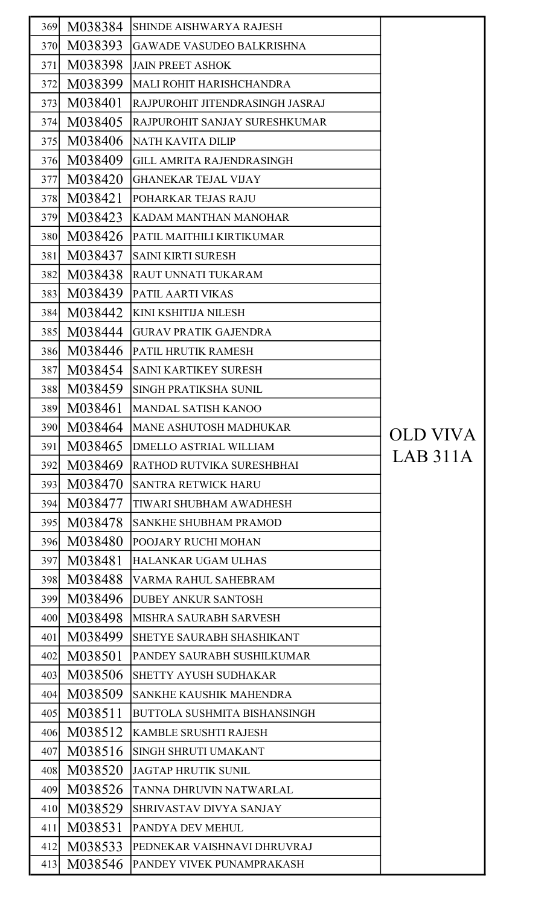| 369 | M038384 | SHINDE AISHWARYA RAJESH | OLD VIVA LAB 311A |
|---|---|---|---|
| 370 | M038393 | GAWADE VASUDEO BALKRISHNA | |
| 371 | M038398 | JAIN PREET ASHOK | |
| 372 | M038399 | MALI ROHIT HARISHCHANDRA | |
| 373 | M038401 | RAJPUROHIT JITENDRASINGH JASRAJ | |
| 374 | M038405 | RAJPUROHIT SANJAY SURESHKUMAR | |
| 375 | M038406 | NATH KAVITA DILIP | |
| 376 | M038409 | GILL AMRITA RAJENDRASINGH | |
| 377 | M038420 | GHANEKAR TEJAL VIJAY | |
| 378 | M038421 | POHARKAR TEJAS RAJU | |
| 379 | M038423 | KADAM MANTHAN MANOHAR | |
| 380 | M038426 | PATIL MAITHILI KIRTIKUMAR | |
| 381 | M038437 | SAINI KIRTI SURESH | |
| 382 | M038438 | RAUT UNNATI TUKARAM | |
| 383 | M038439 | PATIL AARTI VIKAS | |
| 384 | M038442 | KINI KSHITIJA NILESH | |
| 385 | M038444 | GURAV PRATIK GAJENDRA | |
| 386 | M038446 | PATIL HRUTIK RAMESH | |
| 387 | M038454 | SAINI KARTIKEY SURESH | |
| 388 | M038459 | SINGH PRATIKSHA SUNIL | |
| 389 | M038461 | MANDAL SATISH KANOO | |
| 390 | M038464 | MANE ASHUTOSH MADHUKAR | |
| 391 | M038465 | DMELLO ASTRIAL WILLIAM | |
| 392 | M038469 | RATHOD RUTVIKA SURESHBHAI | |
| 393 | M038470 | SANTRA RETWICK HARU | |
| 394 | M038477 | TIWARI SHUBHAM AWADHESH | |
| 395 | M038478 | SANKHE SHUBHAM PRAMOD | |
| 396 | M038480 | POOJARY RUCHI MOHAN | |
| 397 | M038481 | HALANKAR UGAM ULHAS | |
| 398 | M038488 | VARMA RAHUL SAHEBRAM | |
| 399 | M038496 | DUBEY ANKUR SANTOSH | |
| 400 | M038498 | MISHRA SAURABH SARVESH | |
| 401 | M038499 | SHETYE SAURABH SHASHIKANT | |
| 402 | M038501 | PANDEY SAURABH SUSHILKUMAR | |
| 403 | M038506 | SHETTY AYUSH SUDHAKAR | |
| 404 | M038509 | SANKHE KAUSHIK MAHENDRA | |
| 405 | M038511 | BUTTOLA SUSHMITA BISHANSINGH | |
| 406 | M038512 | KAMBLE SRUSHTI RAJESH | |
| 407 | M038516 | SINGH SHRUTI UMAKANT | |
| 408 | M038520 | JAGTAP HRUTIK SUNIL | |
| 409 | M038526 | TANNA DHRUVIN NATWARLAL | |
| 410 | M038529 | SHRIVASTAV DIVYA SANJAY | |
| 411 | M038531 | PANDYA DEV MEHUL | |
| 412 | M038533 | PEDNEKAR VAISHNAVI DHRUVRAJ | |
| 413 | M038546 | PANDEY VIVEK PUNAMPRAKASH | |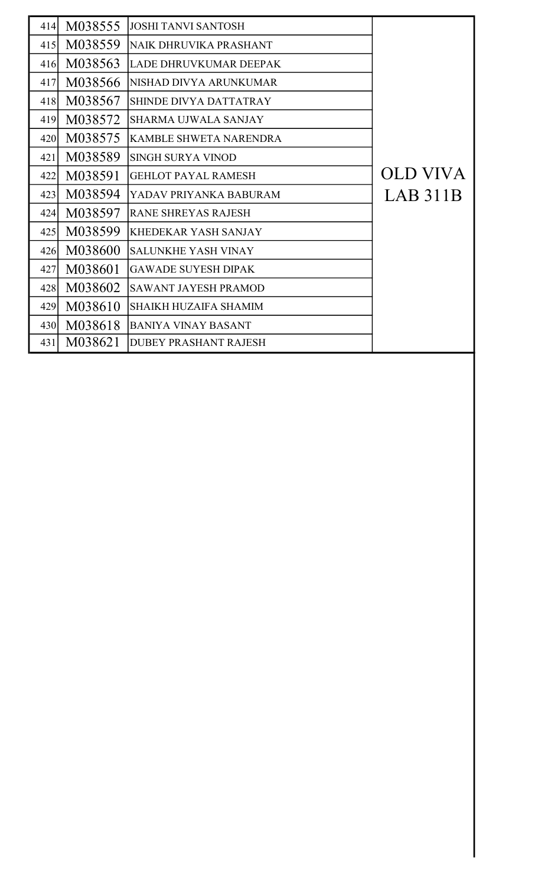| | | | |
|---|---|---|---|
| 414 | M038555 | JOSHI TANVI SANTOSH | OLD VIVA LAB 311B |
| 415 | M038559 | NAIK DHRUVIKA PRASHANT | |
| 416 | M038563 | LADE DHRUVKUMAR DEEPAK | |
| 417 | M038566 | NISHAD DIVYA ARUNKUMAR | |
| 418 | M038567 | SHINDE DIVYA DATTATRAY | |
| 419 | M038572 | SHARMA UJWALA SANJAY | |
| 420 | M038575 | KAMBLE SHWETA NARENDRA | |
| 421 | M038589 | SINGH SURYA VINOD | |
| 422 | M038591 | GEHLOT PAYAL RAMESH | |
| 423 | M038594 | YADAV PRIYANKA BABURAM | |
| 424 | M038597 | RANE SHREYAS RAJESH | |
| 425 | M038599 | KHEDEKAR YASH SANJAY | |
| 426 | M038600 | SALUNKHE YASH VINAY | |
| 427 | M038601 | GAWADE SUYESH DIPAK | |
| 428 | M038602 | SAWANT JAYESH PRAMOD | |
| 429 | M038610 | SHAIKH HUZAIFA SHAMIM | |
| 430 | M038618 | BANIYA VINAY BASANT | |
| 431 | M038621 | DUBEY PRASHANT RAJESH | |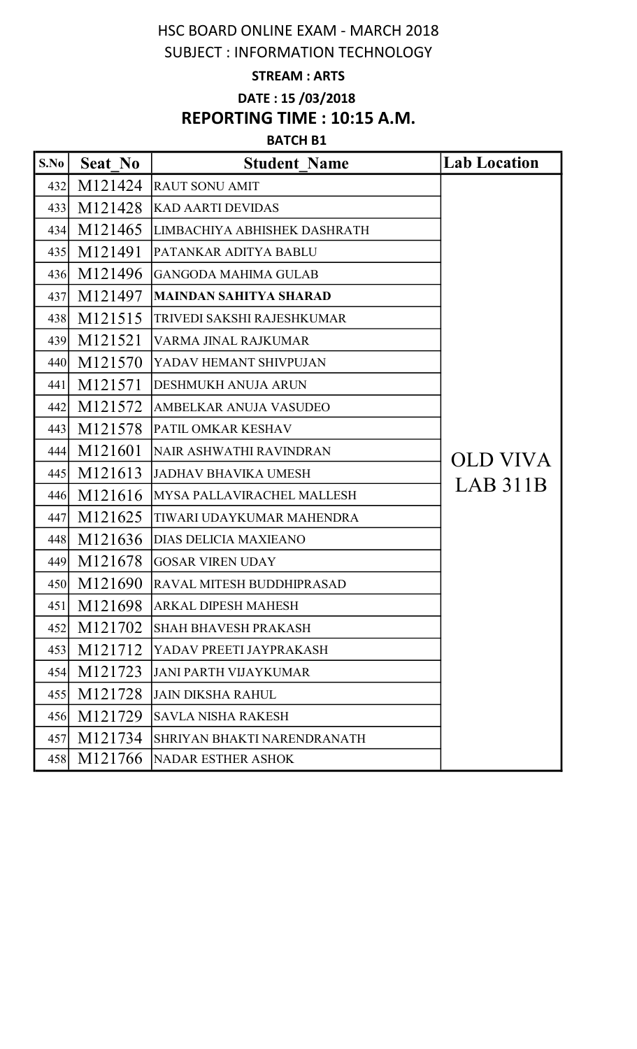HSC BOARD ONLINE EXAM - MARCH 2018

SUBJECT : INFORMATION TECHNOLOGY

**STREAM : ARTS**

**DATE : 15 /03/2018**

## REPORTING TIME : 10:15 A.M.

**BATCH B1**

| S.No | Seat_No | Student_Name | Lab Location |
|---|---|---|---|
| 432 | M121424 | RAUT SONU AMIT | OLD VIVA LAB 311B |
| 433 | M121428 | KAD AARTI DEVIDAS | |
| 434 | M121465 | LIMBACHIYA ABHISHEK DASHRATH | |
| 435 | M121491 | PATANKAR ADITYA BABLU | |
| 436 | M121496 | GANGODA MAHIMA GULAB | |
| 437 | M121497 | **MAINDAN SAHITYA SHARAD** | |
| 438 | M121515 | TRIVEDI SAKSHI RAJESHKUMAR | |
| 439 | M121521 | VARMA JINAL RAJKUMAR | |
| 440 | M121570 | YADAV HEMANT SHIVPUJAN | |
| 441 | M121571 | DESHMUKH ANUJA ARUN | |
| 442 | M121572 | AMBELKAR ANUJA VASUDEO | |
| 443 | M121578 | PATIL OMKAR KESHAV | |
| 444 | M121601 | NAIR ASHWATHI RAVINDRAN | |
| 445 | M121613 | JADHAV BHAVIKA UMESH | |
| 446 | M121616 | MYSA PALLAVIRACHEL MALLESH | |
| 447 | M121625 | TIWARI UDAYKUMAR MAHENDRA | |
| 448 | M121636 | DIAS DELICIA MAXIEANO | |
| 449 | M121678 | GOSAR VIREN UDAY | |
| 450 | M121690 | RAVAL MITESH BUDDHIPRASAD | |
| 451 | M121698 | ARKAL DIPESH MAHESH | |
| 452 | M121702 | SHAH BHAVESH PRAKASH | |
| 453 | M121712 | YADAV PREETI JAYPRAKASH | |
| 454 | M121723 | JANI PARTH VIJAYKUMAR | |
| 455 | M121728 | JAIN DIKSHA RAHUL | |
| 456 | M121729 | SAVLA NISHA RAKESH | |
| 457 | M121734 | SHRIYAN BHAKTI NARENDRANATH | |
| 458 | M121766 | NADAR ESTHER ASHOK | |